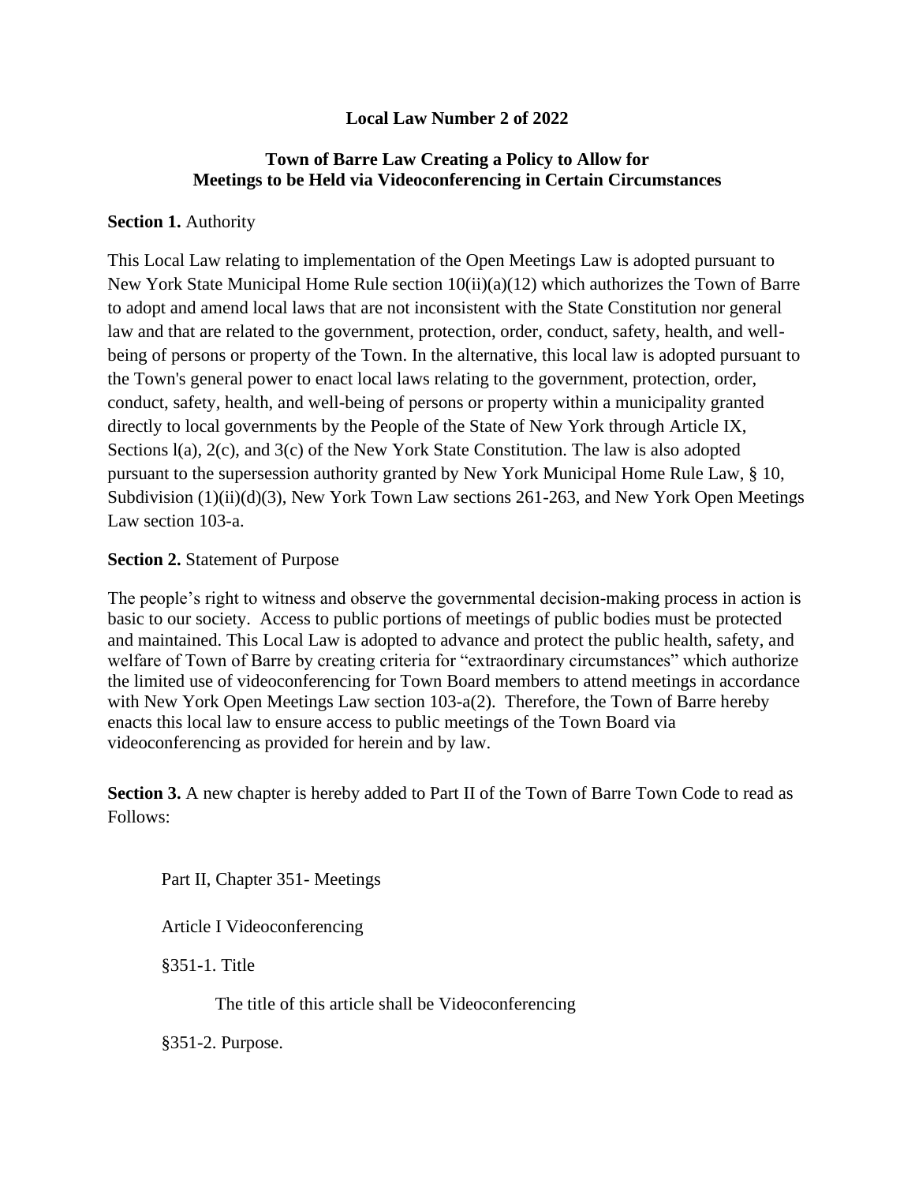**Local Law Number 2 of 2022**

**Town of Barre Law Creating a Policy to Allow for Meetings to be Held via Videoconferencing in Certain Circumstances**

**Section 1.** Authority

This Local Law relating to implementation of the Open Meetings Law is adopted pursuant to New York State Municipal Home Rule section 10(ii)(a)(12) which authorizes the Town of Barre to adopt and amend local laws that are not inconsistent with the State Constitution nor general law and that are related to the government, protection, order, conduct, safety, health, and well-being of persons or property of the Town. In the alternative, this local law is adopted pursuant to the Town's general power to enact local laws relating to the government, protection, order, conduct, safety, health, and well-being of persons or property within a municipality granted directly to local governments by the People of the State of New York through Article IX, Sections l(a), 2(c), and 3(c) of the New York State Constitution. The law is also adopted pursuant to the supersession authority granted by New York Municipal Home Rule Law, § 10, Subdivision (1)(ii)(d)(3), New York Town Law sections 261-263, and New York Open Meetings Law section 103-a.

**Section 2.** Statement of Purpose

The people's right to witness and observe the governmental decision-making process in action is basic to our society. Access to public portions of meetings of public bodies must be protected and maintained. This Local Law is adopted to advance and protect the public health, safety, and welfare of Town of Barre by creating criteria for "extraordinary circumstances" which authorize the limited use of videoconferencing for Town Board members to attend meetings in accordance with New York Open Meetings Law section 103-a(2). Therefore, the Town of Barre hereby enacts this local law to ensure access to public meetings of the Town Board via videoconferencing as provided for herein and by law.

**Section 3.** A new chapter is hereby added to Part II of the Town of Barre Town Code to read as Follows:

Part II, Chapter 351- Meetings

Article I Videoconferencing

§351-1. Title

The title of this article shall be Videoconferencing

§351-2. Purpose.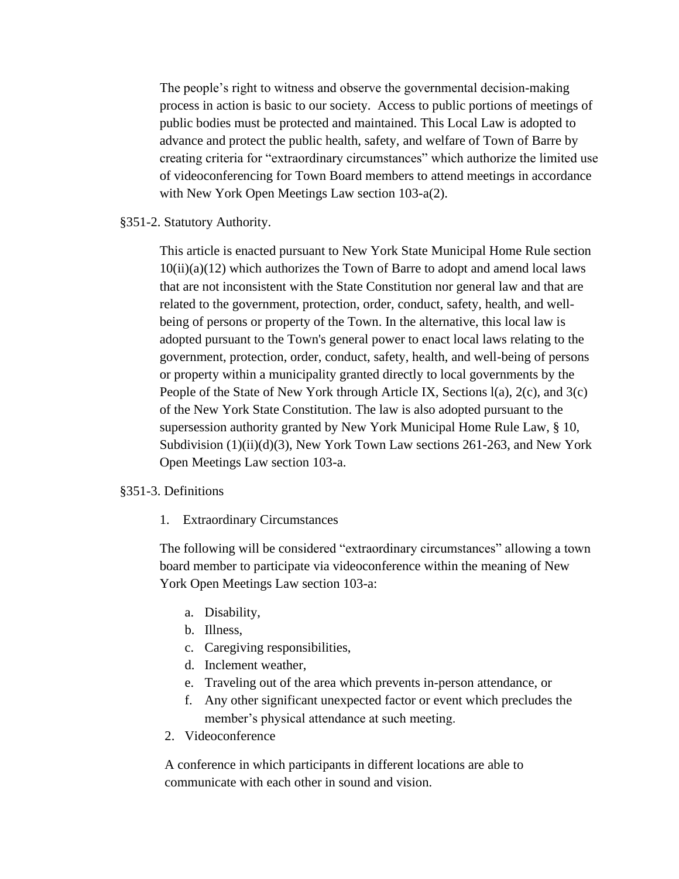The people's right to witness and observe the governmental decision-making process in action is basic to our society. Access to public portions of meetings of public bodies must be protected and maintained. This Local Law is adopted to advance and protect the public health, safety, and welfare of Town of Barre by creating criteria for "extraordinary circumstances" which authorize the limited use of videoconferencing for Town Board members to attend meetings in accordance with New York Open Meetings Law section 103-a(2).

§351-2. Statutory Authority.

This article is enacted pursuant to New York State Municipal Home Rule section 10(ii)(a)(12) which authorizes the Town of Barre to adopt and amend local laws that are not inconsistent with the State Constitution nor general law and that are related to the government, protection, order, conduct, safety, health, and well-being of persons or property of the Town. In the alternative, this local law is adopted pursuant to the Town's general power to enact local laws relating to the government, protection, order, conduct, safety, health, and well-being of persons or property within a municipality granted directly to local governments by the People of the State of New York through Article IX, Sections l(a), 2(c), and 3(c) of the New York State Constitution. The law is also adopted pursuant to the supersession authority granted by New York Municipal Home Rule Law, § 10, Subdivision (1)(ii)(d)(3), New York Town Law sections 261-263, and New York Open Meetings Law section 103-a.

§351-3. Definitions

1. Extraordinary Circumstances

The following will be considered "extraordinary circumstances" allowing a town board member to participate via videoconference within the meaning of New York Open Meetings Law section 103-a:

a. Disability,
b. Illness,
c. Caregiving responsibilities,
d. Inclement weather,
e. Traveling out of the area which prevents in-person attendance, or
f. Any other significant unexpected factor or event which precludes the member's physical attendance at such meeting.

2. Videoconference

A conference in which participants in different locations are able to communicate with each other in sound and vision.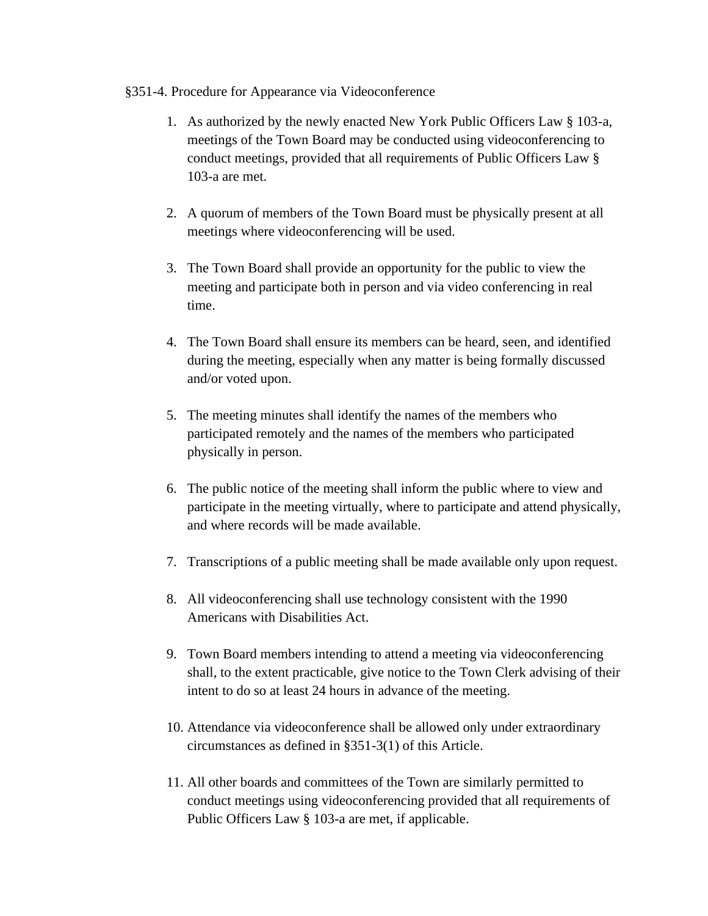§351-4. Procedure for Appearance via Videoconference

1. As authorized by the newly enacted New York Public Officers Law § 103-a, meetings of the Town Board may be conducted using videoconferencing to conduct meetings, provided that all requirements of Public Officers Law § 103-a are met.

2. A quorum of members of the Town Board must be physically present at all meetings where videoconferencing will be used.

3. The Town Board shall provide an opportunity for the public to view the meeting and participate both in person and via video conferencing in real time.

4. The Town Board shall ensure its members can be heard, seen, and identified during the meeting, especially when any matter is being formally discussed and/or voted upon.

5. The meeting minutes shall identify the names of the members who participated remotely and the names of the members who participated physically in person.

6. The public notice of the meeting shall inform the public where to view and participate in the meeting virtually, where to participate and attend physically, and where records will be made available.

7. Transcriptions of a public meeting shall be made available only upon request.

8. All videoconferencing shall use technology consistent with the 1990 Americans with Disabilities Act.

9. Town Board members intending to attend a meeting via videoconferencing shall, to the extent practicable, give notice to the Town Clerk advising of their intent to do so at least 24 hours in advance of the meeting.

10. Attendance via videoconference shall be allowed only under extraordinary circumstances as defined in §351-3(1) of this Article.

11. All other boards and committees of the Town are similarly permitted to conduct meetings using videoconferencing provided that all requirements of Public Officers Law § 103-a are met, if applicable.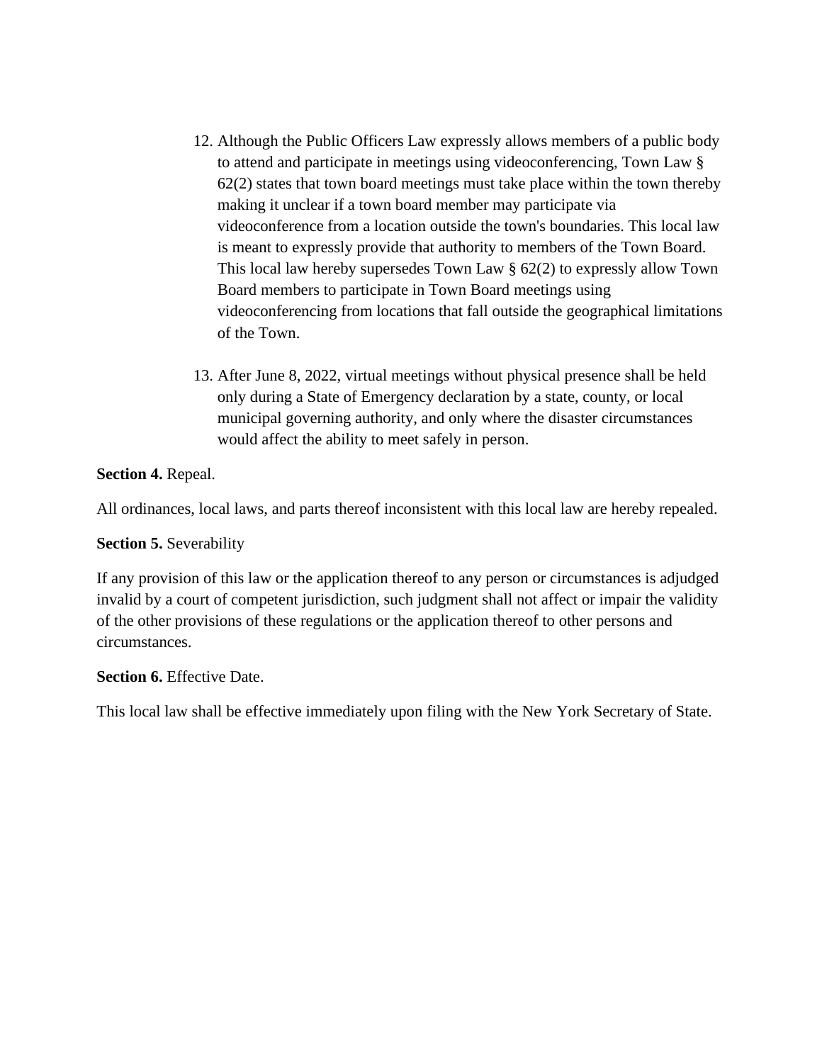12. Although the Public Officers Law expressly allows members of a public body to attend and participate in meetings using videoconferencing, Town Law § 62(2) states that town board meetings must take place within the town thereby making it unclear if a town board member may participate via videoconference from a location outside the town's boundaries. This local law is meant to expressly provide that authority to members of the Town Board. This local law hereby supersedes Town Law § 62(2) to expressly allow Town Board members to participate in Town Board meetings using videoconferencing from locations that fall outside the geographical limitations of the Town.

13. After June 8, 2022, virtual meetings without physical presence shall be held only during a State of Emergency declaration by a state, county, or local municipal governing authority, and only where the disaster circumstances would affect the ability to meet safely in person.

**Section 4.** Repeal.

All ordinances, local laws, and parts thereof inconsistent with this local law are hereby repealed.

**Section 5.** Severability

If any provision of this law or the application thereof to any person or circumstances is adjudged invalid by a court of competent jurisdiction, such judgment shall not affect or impair the validity of the other provisions of these regulations or the application thereof to other persons and circumstances.

**Section 6.** Effective Date.

This local law shall be effective immediately upon filing with the New York Secretary of State.